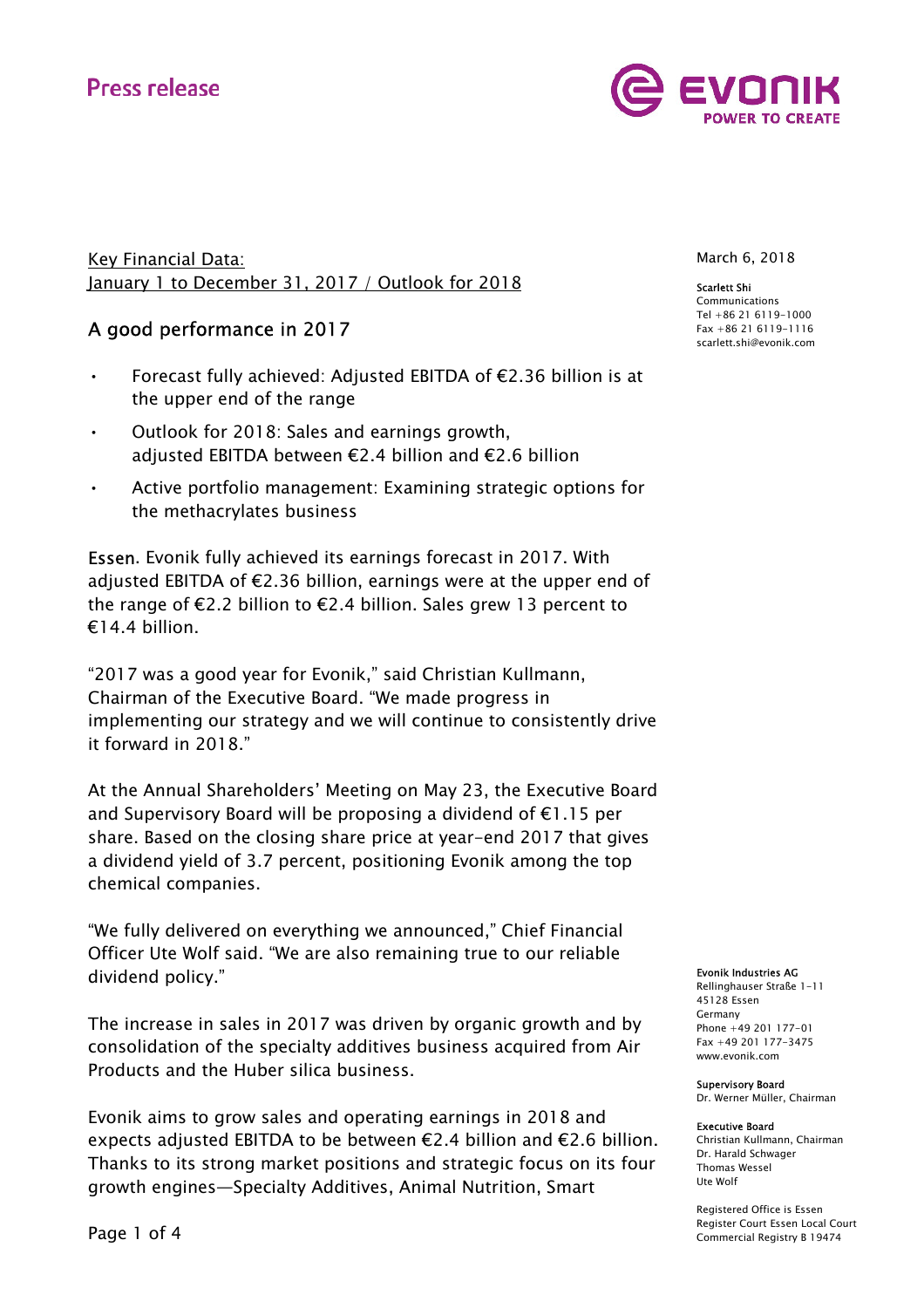Press release

March 6, 2018

**Scarlett Shi**
Communications
Tel +86 21 6119-1000
Fax +86 21 6119-1116
scarlett.shi@evonik.com

Key Financial Data:
January 1 to December 31, 2017 / Outlook for 2018

## A good performance in 2017

- Forecast fully achieved: Adjusted EBITDA of €2.36 billion is at the upper end of the range
- Outlook for 2018: Sales and earnings growth, adjusted EBITDA between €2.4 billion and €2.6 billion
- Active portfolio management: Examining strategic options for the methacrylates business

**Essen.** Evonik fully achieved its earnings forecast in 2017. With adjusted EBITDA of €2.36 billion, earnings were at the upper end of the range of €2.2 billion to €2.4 billion. Sales grew 13 percent to €14.4 billion.

"2017 was a good year for Evonik," said Christian Kullmann, Chairman of the Executive Board. "We made progress in implementing our strategy and we will continue to consistently drive it forward in 2018."

At the Annual Shareholders' Meeting on May 23, the Executive Board and Supervisory Board will be proposing a dividend of €1.15 per share. Based on the closing share price at year-end 2017 that gives a dividend yield of 3.7 percent, positioning Evonik among the top chemical companies.

"We fully delivered on everything we announced," Chief Financial Officer Ute Wolf said. "We are also remaining true to our reliable dividend policy."

The increase in sales in 2017 was driven by organic growth and by consolidation of the specialty additives business acquired from Air Products and the Huber silica business.

Evonik aims to grow sales and operating earnings in 2018 and expects adjusted EBITDA to be between €2.4 billion and €2.6 billion. Thanks to its strong market positions and strategic focus on its four growth engines—Specialty Additives, Animal Nutrition, Smart

**Evonik Industries AG**
Rellinghauser Straße 1-11
45128 Essen
Germany
Phone +49 201 177-01
Fax +49 201 177-3475
www.evonik.com

**Supervisory Board**
Dr. Werner Müller, Chairman

**Executive Board**
Christian Kullmann, Chairman
Dr. Harald Schwager
Thomas Wessel
Ute Wolf

Registered Office is Essen
Register Court Essen Local Court
Commercial Registry B 19474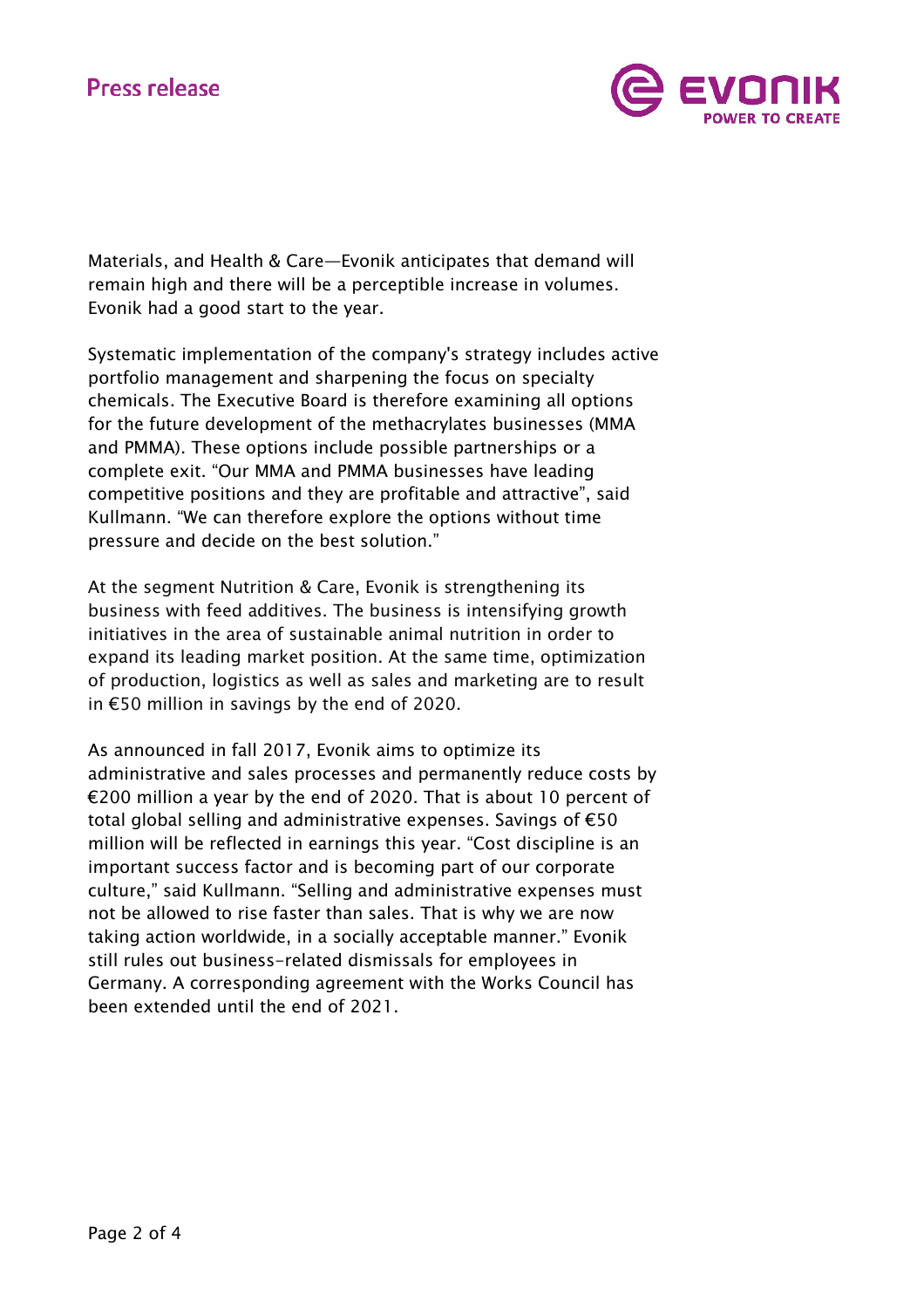Materials, and Health & Care—Evonik anticipates that demand will remain high and there will be a perceptible increase in volumes. Evonik had a good start to the year.

Systematic implementation of the company's strategy includes active portfolio management and sharpening the focus on specialty chemicals. The Executive Board is therefore examining all options for the future development of the methacrylates businesses (MMA and PMMA). These options include possible partnerships or a complete exit. "Our MMA and PMMA businesses have leading competitive positions and they are profitable and attractive", said Kullmann. "We can therefore explore the options without time pressure and decide on the best solution."

At the segment Nutrition & Care, Evonik is strengthening its business with feed additives. The business is intensifying growth initiatives in the area of sustainable animal nutrition in order to expand its leading market position. At the same time, optimization of production, logistics as well as sales and marketing are to result in €50 million in savings by the end of 2020.

As announced in fall 2017, Evonik aims to optimize its administrative and sales processes and permanently reduce costs by €200 million a year by the end of 2020. That is about 10 percent of total global selling and administrative expenses. Savings of €50 million will be reflected in earnings this year. "Cost discipline is an important success factor and is becoming part of our corporate culture," said Kullmann. "Selling and administrative expenses must not be allowed to rise faster than sales. That is why we are now taking action worldwide, in a socially acceptable manner." Evonik still rules out business-related dismissals for employees in Germany. A corresponding agreement with the Works Council has been extended until the end of 2021.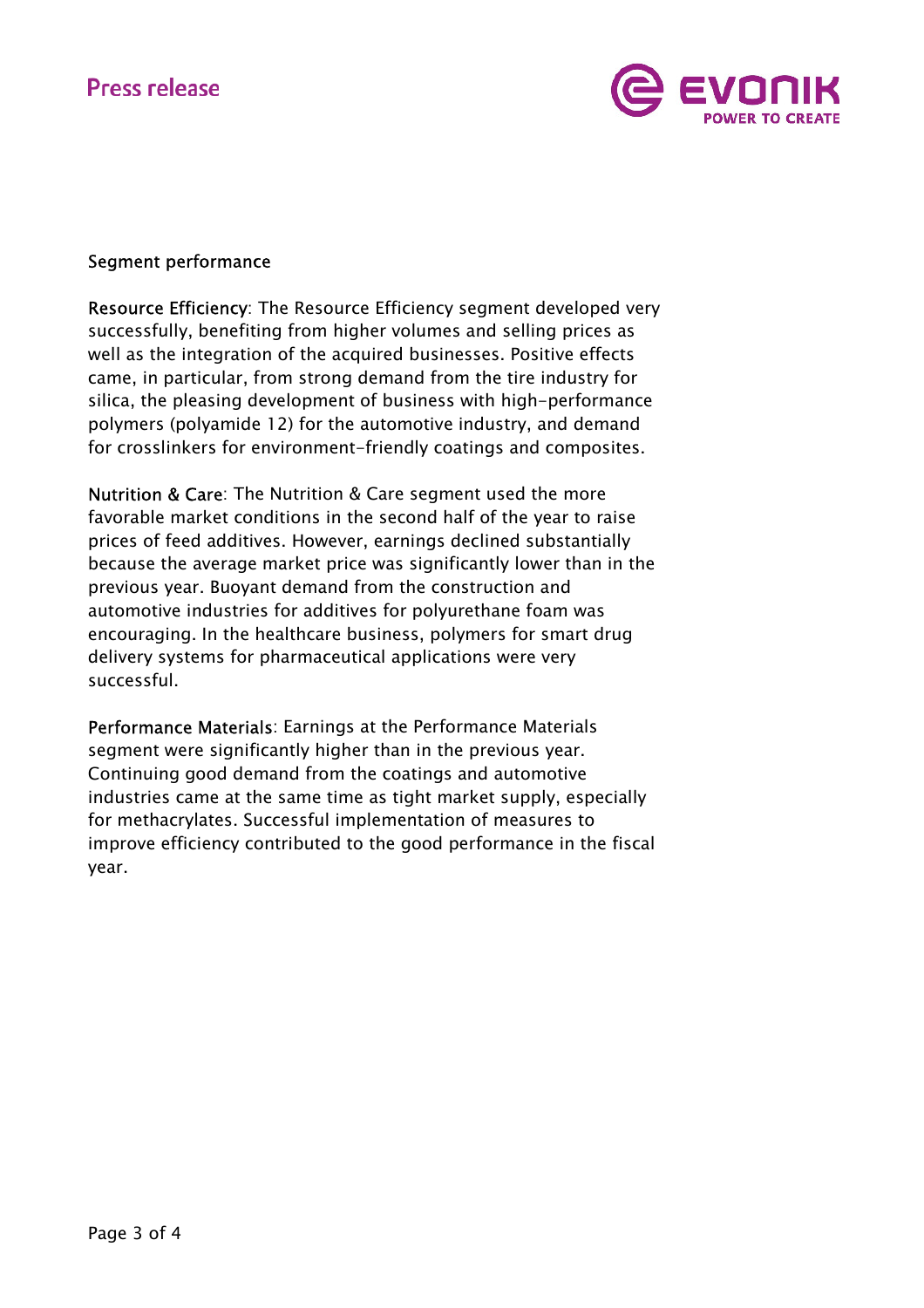## Segment performance

**Resource Efficiency**: The Resource Efficiency segment developed very successfully, benefiting from higher volumes and selling prices as well as the integration of the acquired businesses. Positive effects came, in particular, from strong demand from the tire industry for silica, the pleasing development of business with high-performance polymers (polyamide 12) for the automotive industry, and demand for crosslinkers for environment-friendly coatings and composites.

**Nutrition & Care**: The Nutrition & Care segment used the more favorable market conditions in the second half of the year to raise prices of feed additives. However, earnings declined substantially because the average market price was significantly lower than in the previous year. Buoyant demand from the construction and automotive industries for additives for polyurethane foam was encouraging. In the healthcare business, polymers for smart drug delivery systems for pharmaceutical applications were very successful.

**Performance Materials**: Earnings at the Performance Materials segment were significantly higher than in the previous year. Continuing good demand from the coatings and automotive industries came at the same time as tight market supply, especially for methacrylates. Successful implementation of measures to improve efficiency contributed to the good performance in the fiscal year.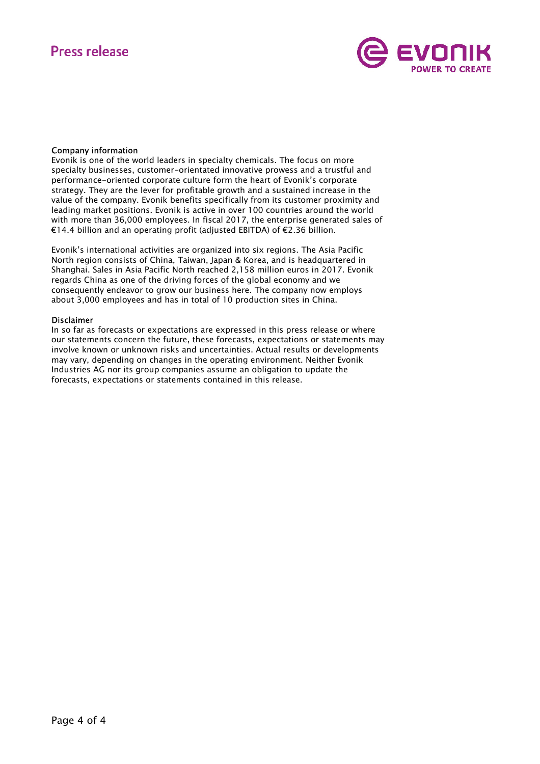**Company information**

Evonik is one of the world leaders in specialty chemicals. The focus on more specialty businesses, customer-orientated innovative prowess and a trustful and performance-oriented corporate culture form the heart of Evonik's corporate strategy. They are the lever for profitable growth and a sustained increase in the value of the company. Evonik benefits specifically from its customer proximity and leading market positions. Evonik is active in over 100 countries around the world with more than 36,000 employees. In fiscal 2017, the enterprise generated sales of €14.4 billion and an operating profit (adjusted EBITDA) of €2.36 billion.

Evonik's international activities are organized into six regions. The Asia Pacific North region consists of China, Taiwan, Japan & Korea, and is headquartered in Shanghai. Sales in Asia Pacific North reached 2,158 million euros in 2017. Evonik regards China as one of the driving forces of the global economy and we consequently endeavor to grow our business here. The company now employs about 3,000 employees and has in total of 10 production sites in China.

**Disclaimer**

In so far as forecasts or expectations are expressed in this press release or where our statements concern the future, these forecasts, expectations or statements may involve known or unknown risks and uncertainties. Actual results or developments may vary, depending on changes in the operating environment. Neither Evonik Industries AG nor its group companies assume an obligation to update the forecasts, expectations or statements contained in this release.